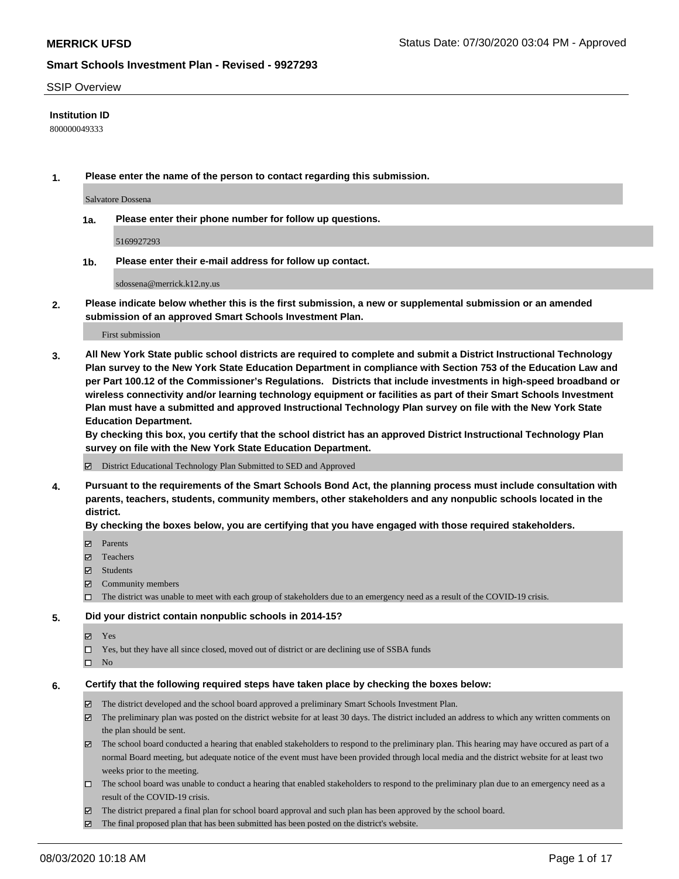**MERRICK UFSD**

Status Date: 07/30/2020 03:04 PM - Approved

## Smart Schools Investment Plan - Revised - 9927293

SSIP Overview

**Institution ID**

800000049333

**1. Please enter the name of the person to contact regarding this submission.**

Salvatore Dossena

**1a. Please enter their phone number for follow up questions.**

5169927293

**1b. Please enter their e-mail address for follow up contact.**

sdossena@merrick.k12.ny.us

**2. Please indicate below whether this is the first submission, a new or supplemental submission or an amended submission of an approved Smart Schools Investment Plan.**

First submission

**3. All New York State public school districts are required to complete and submit a District Instructional Technology Plan survey to the New York State Education Department in compliance with Section 753 of the Education Law and per Part 100.12 of the Commissioner's Regulations. Districts that include investments in high-speed broadband or wireless connectivity and/or learning technology equipment or facilities as part of their Smart Schools Investment Plan must have a submitted and approved Instructional Technology Plan survey on file with the New York State Education Department.**
**By checking this box, you certify that the school district has an approved District Instructional Technology Plan survey on file with the New York State Education Department.**

- [x] District Educational Technology Plan Submitted to SED and Approved

**4. Pursuant to the requirements of the Smart Schools Bond Act, the planning process must include consultation with parents, teachers, students, community members, other stakeholders and any nonpublic schools located in the district.**
**By checking the boxes below, you are certifying that you have engaged with those required stakeholders.**

- [x] Parents
- [x] Teachers
- [x] Students
- [x] Community members
- [ ] The district was unable to meet with each group of stakeholders due to an emergency need as a result of the COVID-19 crisis.

**5. Did your district contain nonpublic schools in 2014-15?**

- [x] Yes
- [ ] Yes, but they have all since closed, moved out of district or are declining use of SSBA funds
- [ ] No

**6. Certify that the following required steps have taken place by checking the boxes below:**

- [x] The district developed and the school board approved a preliminary Smart Schools Investment Plan.
- [x] The preliminary plan was posted on the district website for at least 30 days. The district included an address to which any written comments on the plan should be sent.
- [x] The school board conducted a hearing that enabled stakeholders to respond to the preliminary plan. This hearing may have occured as part of a normal Board meeting, but adequate notice of the event must have been provided through local media and the district website for at least two weeks prior to the meeting.
- [ ] The school board was unable to conduct a hearing that enabled stakeholders to respond to the preliminary plan due to an emergency need as a result of the COVID-19 crisis.
- [x] The district prepared a final plan for school board approval and such plan has been approved by the school board.
- [x] The final proposed plan that has been submitted has been posted on the district's website.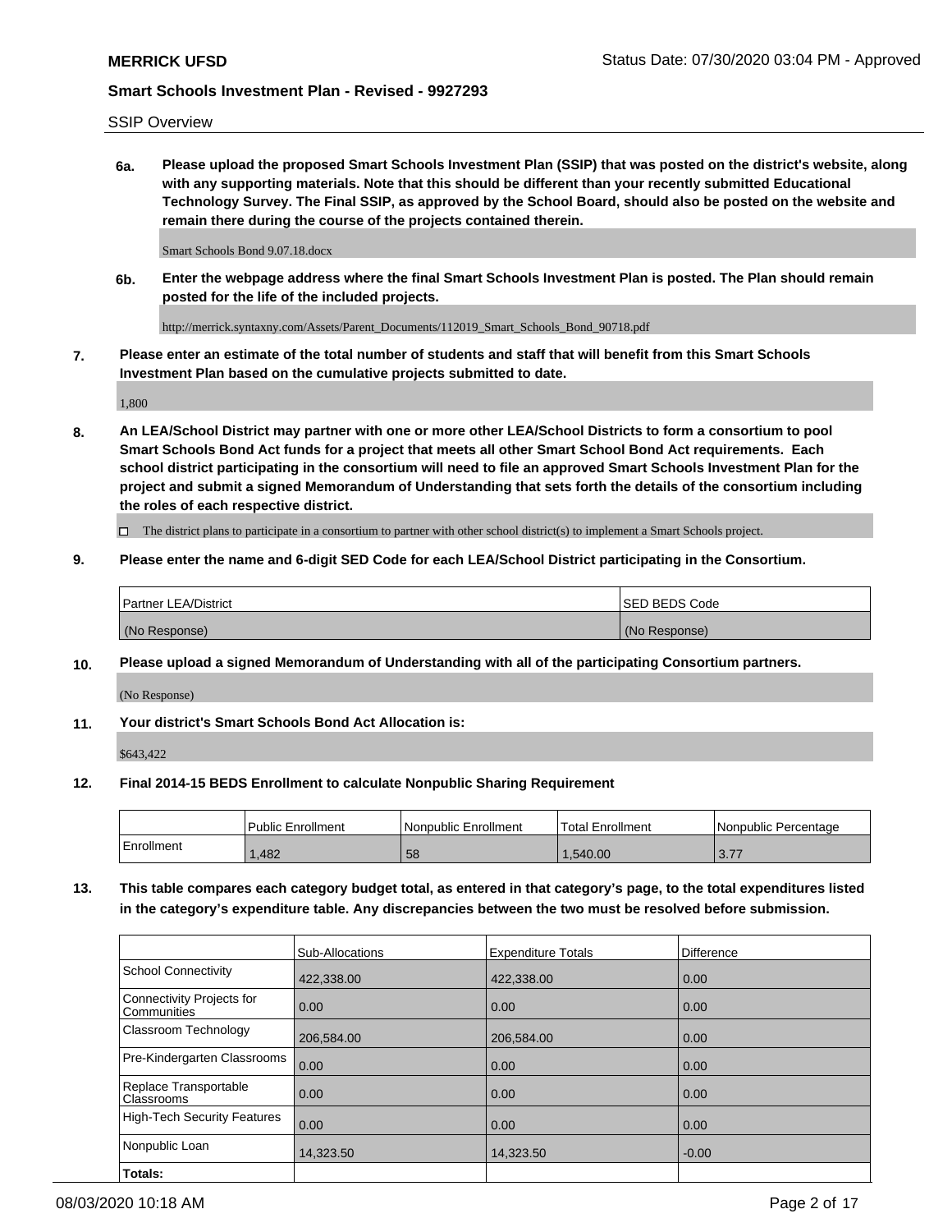SSIP Overview

**6a. Please upload the proposed Smart Schools Investment Plan (SSIP) that was posted on the district's website, along with any supporting materials. Note that this should be different than your recently submitted Educational Technology Survey. The Final SSIP, as approved by the School Board, should also be posted on the website and remain there during the course of the projects contained therein.**

Smart Schools Bond 9.07.18.docx

**6b. Enter the webpage address where the final Smart Schools Investment Plan is posted. The Plan should remain posted for the life of the included projects.**

http://merrick.syntaxny.com/Assets/Parent_Documents/112019_Smart_Schools_Bond_90718.pdf

**7. Please enter an estimate of the total number of students and staff that will benefit from this Smart Schools Investment Plan based on the cumulative projects submitted to date.**

1,800

**8. An LEA/School District may partner with one or more other LEA/School Districts to form a consortium to pool Smart Schools Bond Act funds for a project that meets all other Smart School Bond Act requirements. Each school district participating in the consortium will need to file an approved Smart Schools Investment Plan for the project and submit a signed Memorandum of Understanding that sets forth the details of the consortium including the roles of each respective district.**

☐ The district plans to participate in a consortium to partner with other school district(s) to implement a Smart Schools project.

**9. Please enter the name and 6-digit SED Code for each LEA/School District participating in the Consortium.**

| Partner LEA/District | SED BEDS Code |
|---|---|
| (No Response) | (No Response) |

**10. Please upload a signed Memorandum of Understanding with all of the participating Consortium partners.**

(No Response)

**11. Your district's Smart Schools Bond Act Allocation is:**

$643,422

**12. Final 2014-15 BEDS Enrollment to calculate Nonpublic Sharing Requirement**

| | Public Enrollment | Nonpublic Enrollment | Total Enrollment | Nonpublic Percentage |
|---|---|---|---|---|
| Enrollment | 1,482 | 58 | 1,540.00 | 3.77 |

**13. This table compares each category budget total, as entered in that category's page, to the total expenditures listed in the category's expenditure table. Any discrepancies between the two must be resolved before submission.**

| | Sub-Allocations | Expenditure Totals | Difference |
|---|---|---|---|
| School Connectivity | 422,338.00 | 422,338.00 | 0.00 |
| Connectivity Projects for Communities | 0.00 | 0.00 | 0.00 |
| Classroom Technology | 206,584.00 | 206,584.00 | 0.00 |
| Pre-Kindergarten Classrooms | 0.00 | 0.00 | 0.00 |
| Replace Transportable Classrooms | 0.00 | 0.00 | 0.00 |
| High-Tech Security Features | 0.00 | 0.00 | 0.00 |
| Nonpublic Loan | 14,323.50 | 14,323.50 | -0.00 |
| **Totals:** | | | |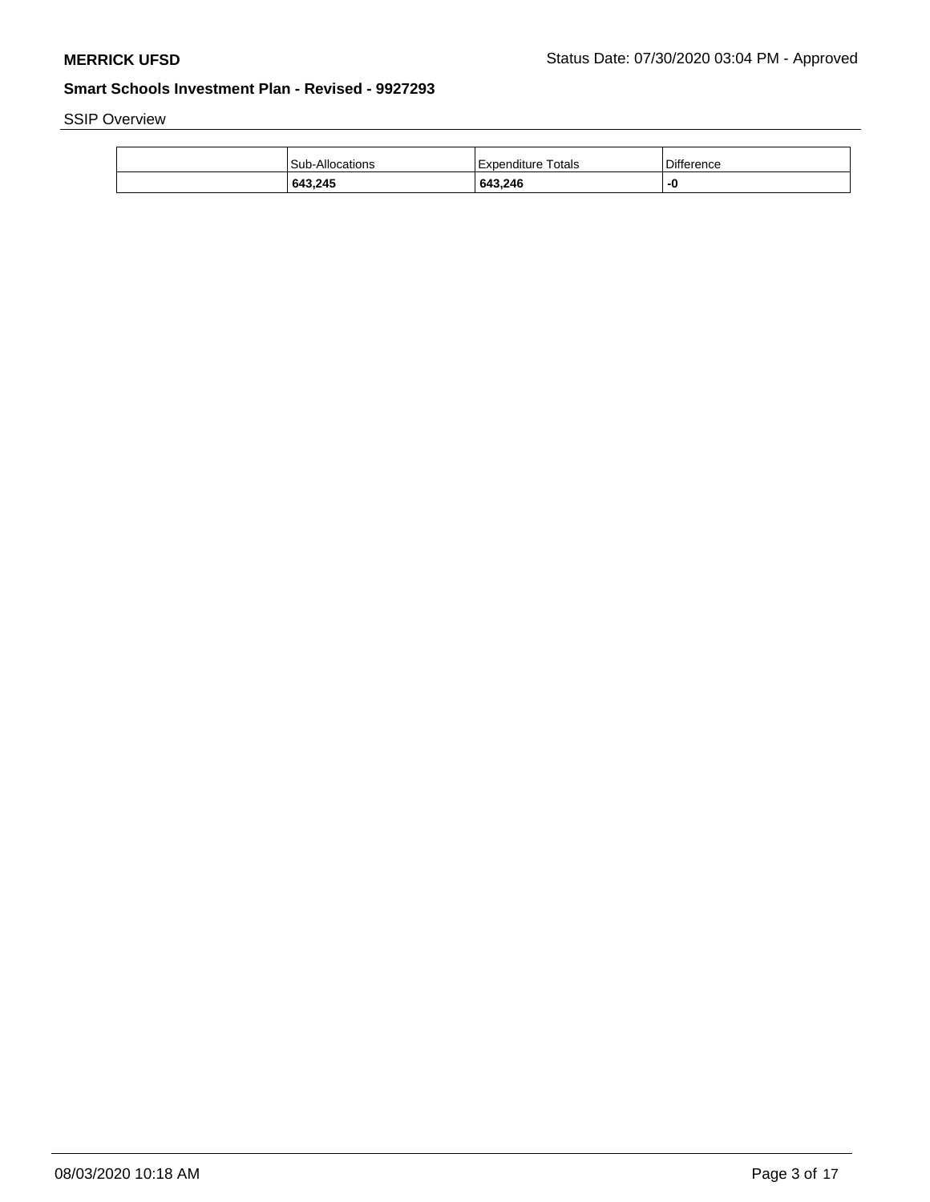SSIP Overview

| | Sub-Allocations | Expenditure Totals | Difference |
|---|---|---|---|
| | **643,245** | **643,246** | **-0** |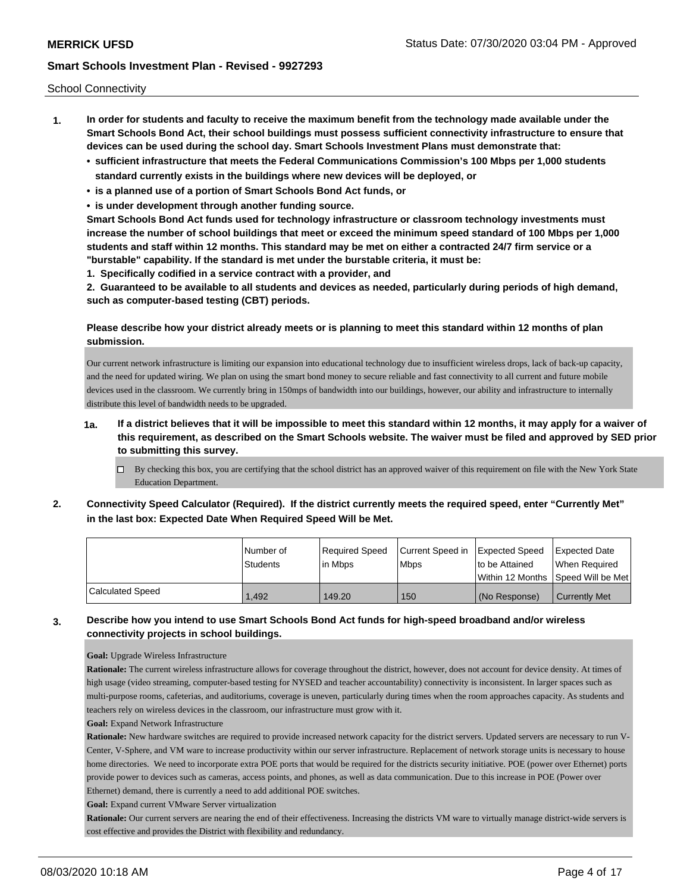School Connectivity

1. **In order for students and faculty to receive the maximum benefit from the technology made available under the Smart Schools Bond Act, their school buildings must possess sufficient connectivity infrastructure to ensure that devices can be used during the school day. Smart Schools Investment Plans must demonstrate that:**
   - **sufficient infrastructure that meets the Federal Communications Commission's 100 Mbps per 1,000 students standard currently exists in the buildings where new devices will be deployed, or**
   - **is a planned use of a portion of Smart Schools Bond Act funds, or**
   - **is under development through another funding source.**

   **Smart Schools Bond Act funds used for technology infrastructure or classroom technology investments must increase the number of school buildings that meet or exceed the minimum speed standard of 100 Mbps per 1,000 students and staff within 12 months. This standard may be met on either a contracted 24/7 firm service or a "burstable" capability. If the standard is met under the burstable criteria, it must be:**

   **1. Specifically codified in a service contract with a provider, and**

   **2. Guaranteed to be available to all students and devices as needed, particularly during periods of high demand, such as computer-based testing (CBT) periods.**

   **Please describe how your district already meets or is planning to meet this standard within 12 months of plan submission.**

   Our current network infrastructure is limiting our expansion into educational technology due to insufficient wireless drops, lack of back-up capacity, and the need for updated wiring. We plan on using the smart bond money to secure reliable and fast connectivity to all current and future mobile devices used in the classroom. We currently bring in 150mps of bandwidth into our buildings, however, our ability and infrastructure to internally distribute this level of bandwidth needs to be upgraded.

   **1a. If a district believes that it will be impossible to meet this standard within 12 months, it may apply for a waiver of this requirement, as described on the Smart Schools website. The waiver must be filed and approved by SED prior to submitting this survey.**

   ☐ By checking this box, you are certifying that the school district has an approved waiver of this requirement on file with the New York State Education Department.

2. **Connectivity Speed Calculator (Required). If the district currently meets the required speed, enter "Currently Met" in the last box: Expected Date When Required Speed Will be Met.**

| | Number of Students | Required Speed in Mbps | Current Speed in Mbps | Expected Speed to be Attained Within 12 Months | Expected Date When Required Speed Will be Met |
|---|---|---|---|---|---|
| Calculated Speed | 1,492 | 149.20 | 150 | (No Response) | Currently Met |

3. **Describe how you intend to use Smart Schools Bond Act funds for high-speed broadband and/or wireless connectivity projects in school buildings.**

   **Goal:** Upgrade Wireless Infrastructure

   **Rationale:** The current wireless infrastructure allows for coverage throughout the district, however, does not account for device density. At times of high usage (video streaming, computer-based testing for NYSED and teacher accountability) connectivity is inconsistent. In larger spaces such as multi-purpose rooms, cafeterias, and auditoriums, coverage is uneven, particularly during times when the room approaches capacity. As students and teachers rely on wireless devices in the classroom, our infrastructure must grow with it.

   **Goal:** Expand Network Infrastructure

   **Rationale:** New hardware switches are required to provide increased network capacity for the district servers. Updated servers are necessary to run V-Center, V-Sphere, and VM ware to increase productivity within our server infrastructure. Replacement of network storage units is necessary to house home directories. We need to incorporate extra POE ports that would be required for the districts security initiative. POE (power over Ethernet) ports provide power to devices such as cameras, access points, and phones, as well as data communication. Due to this increase in POE (Power over Ethernet) demand, there is currently a need to add additional POE switches.

   **Goal:** Expand current VMware Server virtualization

   **Rationale:** Our current servers are nearing the end of their effectiveness. Increasing the districts VM ware to virtually manage district-wide servers is cost effective and provides the District with flexibility and redundancy.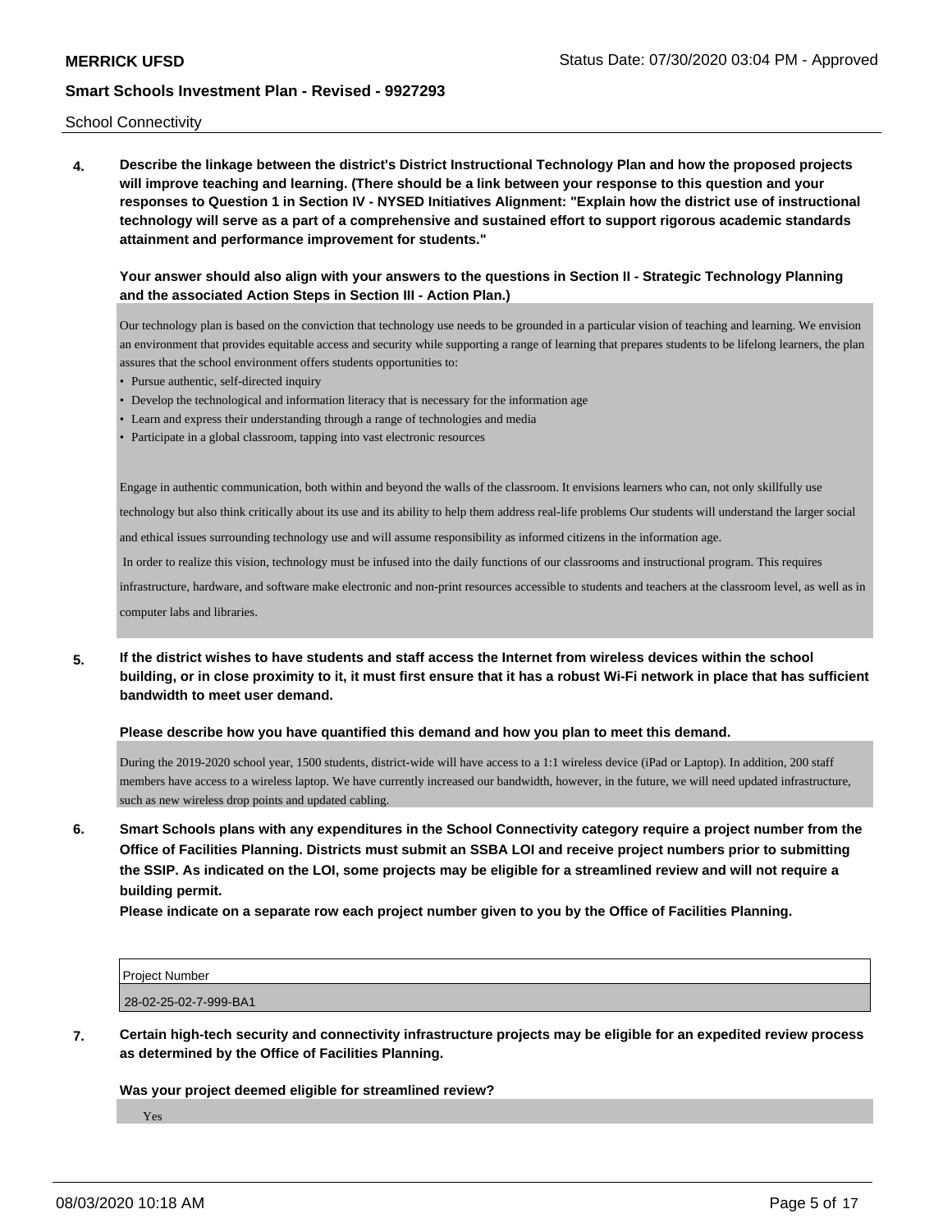School Connectivity

**4. Describe the linkage between the district's District Instructional Technology Plan and how the proposed projects will improve teaching and learning. (There should be a link between your response to this question and your responses to Question 1 in Section IV - NYSED Initiatives Alignment: "Explain how the district use of instructional technology will serve as a part of a comprehensive and sustained effort to support rigorous academic standards attainment and performance improvement for students."**

**Your answer should also align with your answers to the questions in Section II - Strategic Technology Planning and the associated Action Steps in Section III - Action Plan.)**

Our technology plan is based on the conviction that technology use needs to be grounded in a particular vision of teaching and learning. We envision an environment that provides equitable access and security while supporting a range of learning that prepares students to be lifelong learners, the plan assures that the school environment offers students opportunities to:

- Pursue authentic, self-directed inquiry
- Develop the technological and information literacy that is necessary for the information age
- Learn and express their understanding through a range of technologies and media
- Participate in a global classroom, tapping into vast electronic resources

Engage in authentic communication, both within and beyond the walls of the classroom. It envisions learners who can, not only skillfully use technology but also think critically about its use and its ability to help them address real-life problems Our students will understand the larger social and ethical issues surrounding technology use and will assume responsibility as informed citizens in the information age.

In order to realize this vision, technology must be infused into the daily functions of our classrooms and instructional program. This requires infrastructure, hardware, and software make electronic and non-print resources accessible to students and teachers at the classroom level, as well as in computer labs and libraries.

**5. If the district wishes to have students and staff access the Internet from wireless devices within the school building, or in close proximity to it, it must first ensure that it has a robust Wi-Fi network in place that has sufficient bandwidth to meet user demand.**

**Please describe how you have quantified this demand and how you plan to meet this demand.**

During the 2019-2020 school year, 1500 students, district-wide will have access to a 1:1 wireless device (iPad or Laptop). In addition, 200 staff members have access to a wireless laptop. We have currently increased our bandwidth, however, in the future, we will need updated infrastructure, such as new wireless drop points and updated cabling.

**6. Smart Schools plans with any expenditures in the School Connectivity category require a project number from the Office of Facilities Planning. Districts must submit an SSBA LOI and receive project numbers prior to submitting the SSIP. As indicated on the LOI, some projects may be eligible for a streamlined review and will not require a building permit.**

**Please indicate on a separate row each project number given to you by the Office of Facilities Planning.**

| Project Number |
| --- |
| 28-02-25-02-7-999-BA1 |

**7. Certain high-tech security and connectivity infrastructure projects may be eligible for an expedited review process as determined by the Office of Facilities Planning.**

**Was your project deemed eligible for streamlined review?**

Yes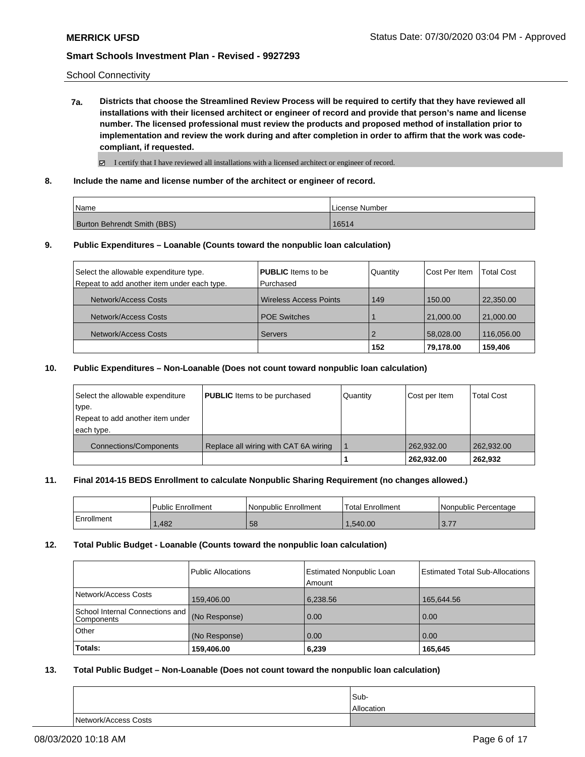School Connectivity

**7a. Districts that choose the Streamlined Review Process will be required to certify that they have reviewed all installations with their licensed architect or engineer of record and provide that person's name and license number. The licensed professional must review the products and proposed method of installation prior to implementation and review the work during and after completion in order to affirm that the work was code-compliant, if requested.**

☑ I certify that I have reviewed all installations with a licensed architect or engineer of record.

**8. Include the name and license number of the architect or engineer of record.**

| Name | License Number |
|---|---|
| Burton Behrendt Smith (BBS) | 16514 |

**9. Public Expenditures – Loanable (Counts toward the nonpublic loan calculation)**

| Select the allowable expenditure type. Repeat to add another item under each type. | **PUBLIC** Items to be Purchased | Quantity | Cost Per Item | Total Cost |
|---|---|---|---|---|
| Network/Access Costs | Wireless Access Points | 149 | 150.00 | 22,350.00 |
| Network/Access Costs | POE Switches | 1 | 21,000.00 | 21,000.00 |
| Network/Access Costs | Servers | 2 | 58,028.00 | 116,056.00 |
| | | **152** | **79,178.00** | **159,406** |

**10. Public Expenditures – Non-Loanable (Does not count toward nonpublic loan calculation)**

| Select the allowable expenditure type. Repeat to add another item under each type. | **PUBLIC** Items to be purchased | Quantity | Cost per Item | Total Cost |
|---|---|---|---|---|
| Connections/Components | Replace all wiring with CAT 6A wiring | 1 | 262,932.00 | 262,932.00 |
| | | **1** | **262,932.00** | **262,932** |

**11. Final 2014-15 BEDS Enrollment to calculate Nonpublic Sharing Requirement (no changes allowed.)**

| | Public Enrollment | Nonpublic Enrollment | Total Enrollment | Nonpublic Percentage |
|---|---|---|---|---|
| Enrollment | 1,482 | 58 | 1,540.00 | 3.77 |

**12. Total Public Budget - Loanable (Counts toward the nonpublic loan calculation)**

| | Public Allocations | Estimated Nonpublic Loan Amount | Estimated Total Sub-Allocations |
|---|---|---|---|
| Network/Access Costs | 159,406.00 | 6,238.56 | 165,644.56 |
| School Internal Connections and Components | (No Response) | 0.00 | 0.00 |
| Other | (No Response) | 0.00 | 0.00 |
| **Totals:** | **159,406.00** | **6,239** | **165,645** |

**13. Total Public Budget – Non-Loanable (Does not count toward the nonpublic loan calculation)**

| | Sub-Allocation |
|---|---|
| Network/Access Costs | |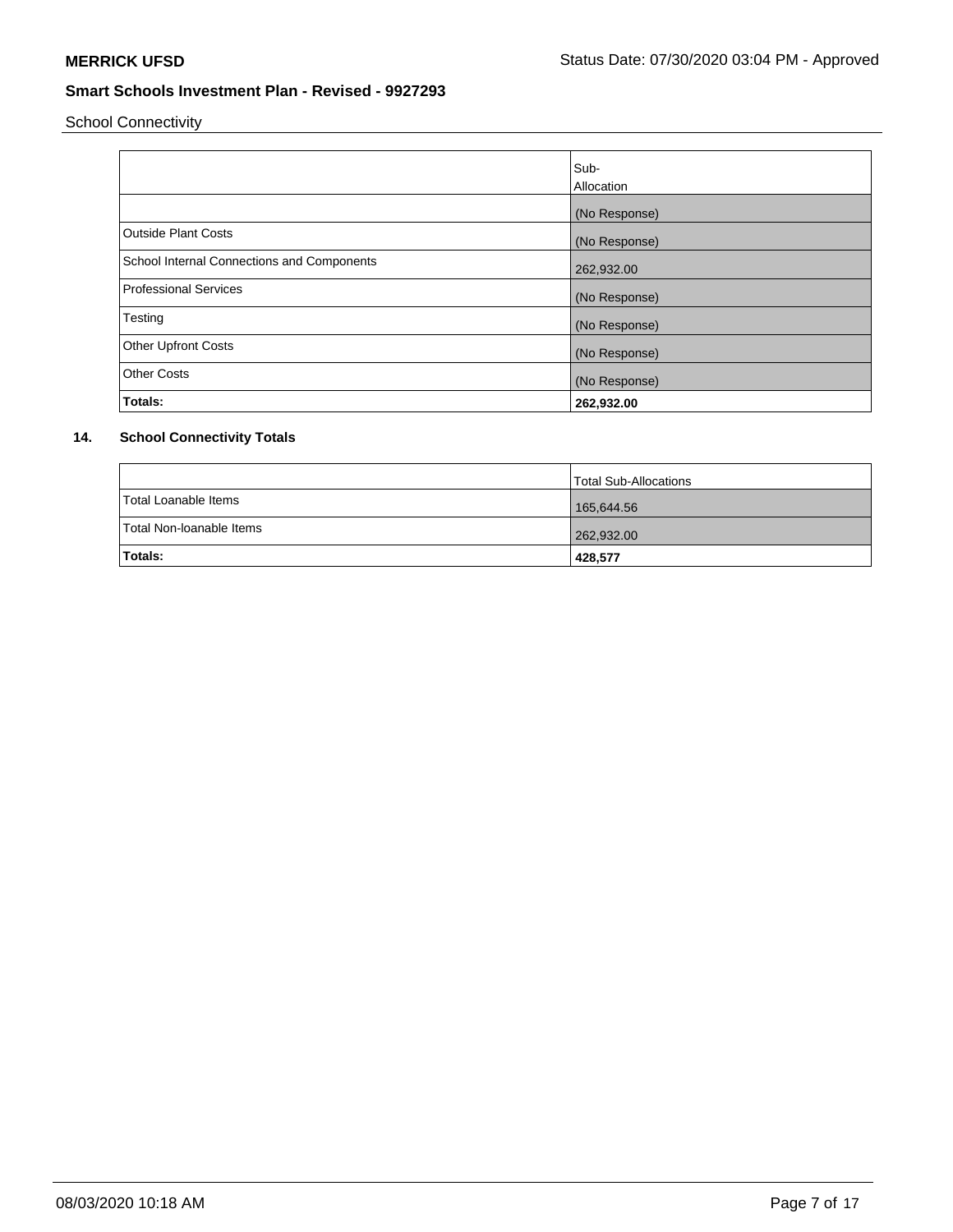School Connectivity

| | Sub-Allocation |
|---|---|
| | (No Response) |
| Outside Plant Costs | (No Response) |
| School Internal Connections and Components | 262,932.00 |
| Professional Services | (No Response) |
| Testing | (No Response) |
| Other Upfront Costs | (No Response) |
| Other Costs | (No Response) |
| **Totals:** | **262,932.00** |

## 14. School Connectivity Totals

| | Total Sub-Allocations |
|---|---|
| Total Loanable Items | 165,644.56 |
| Total Non-loanable Items | 262,932.00 |
| **Totals:** | **428,577** |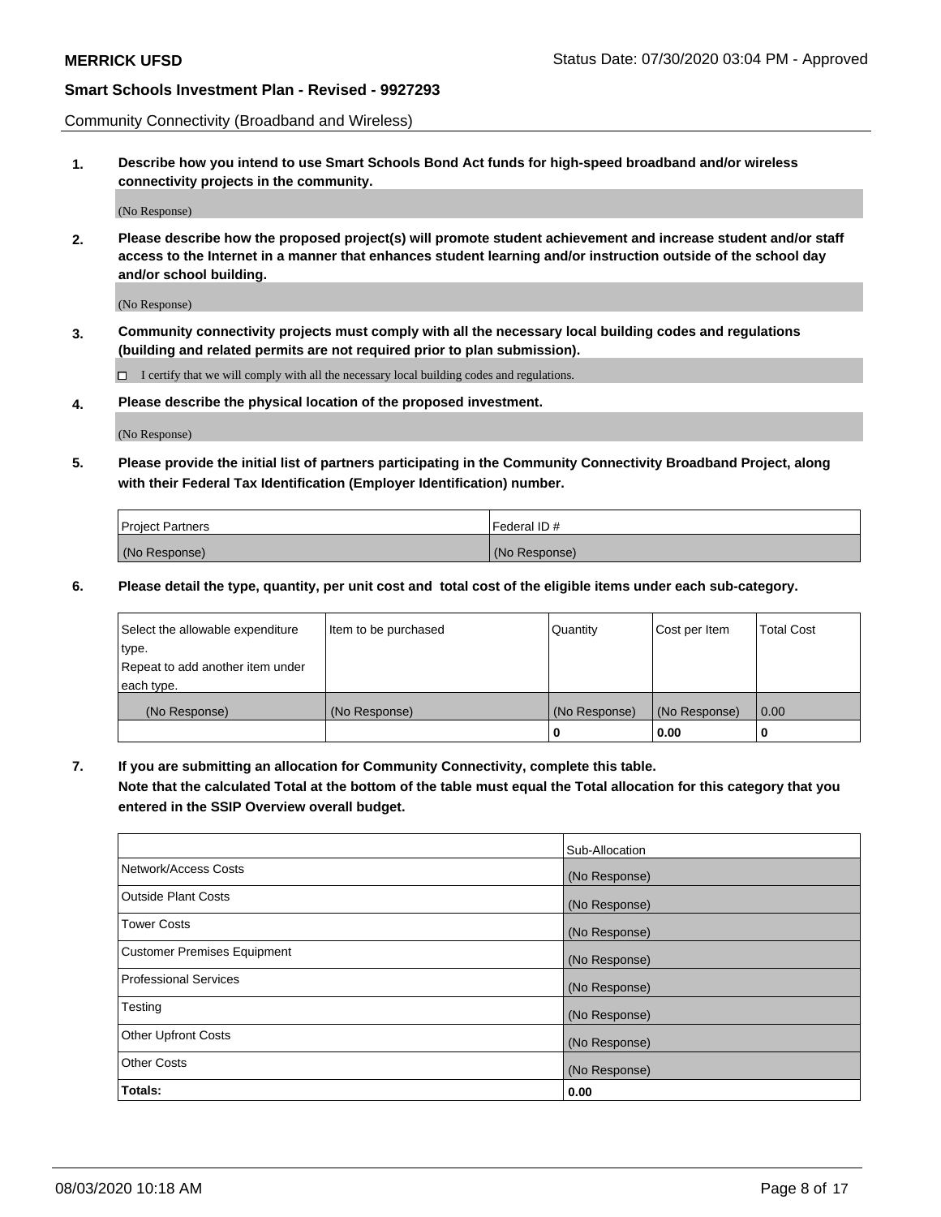Community Connectivity (Broadband and Wireless)

**1. Describe how you intend to use Smart Schools Bond Act funds for high-speed broadband and/or wireless connectivity projects in the community.**

(No Response)

**2. Please describe how the proposed project(s) will promote student achievement and increase student and/or staff access to the Internet in a manner that enhances student learning and/or instruction outside of the school day and/or school building.**

(No Response)

**3. Community connectivity projects must comply with all the necessary local building codes and regulations (building and related permits are not required prior to plan submission).**

☐ I certify that we will comply with all the necessary local building codes and regulations.

**4. Please describe the physical location of the proposed investment.**

(No Response)

**5. Please provide the initial list of partners participating in the Community Connectivity Broadband Project, along with their Federal Tax Identification (Employer Identification) number.**

| Project Partners | Federal ID # |
| --- | --- |
| (No Response) | (No Response) |

**6. Please detail the type, quantity, per unit cost and total cost of the eligible items under each sub-category.**

| Select the allowable expenditure type. Repeat to add another item under each type. | Item to be purchased | Quantity | Cost per Item | Total Cost |
| --- | --- | --- | --- | --- |
| (No Response) | (No Response) | (No Response) | (No Response) | 0.00 |
| | | **0** | **0.00** | **0** |

**7. If you are submitting an allocation for Community Connectivity, complete this table. Note that the calculated Total at the bottom of the table must equal the Total allocation for this category that you entered in the SSIP Overview overall budget.**

| | Sub-Allocation |
| --- | --- |
| Network/Access Costs | (No Response) |
| Outside Plant Costs | (No Response) |
| Tower Costs | (No Response) |
| Customer Premises Equipment | (No Response) |
| Professional Services | (No Response) |
| Testing | (No Response) |
| Other Upfront Costs | (No Response) |
| Other Costs | (No Response) |
| **Totals:** | **0.00** |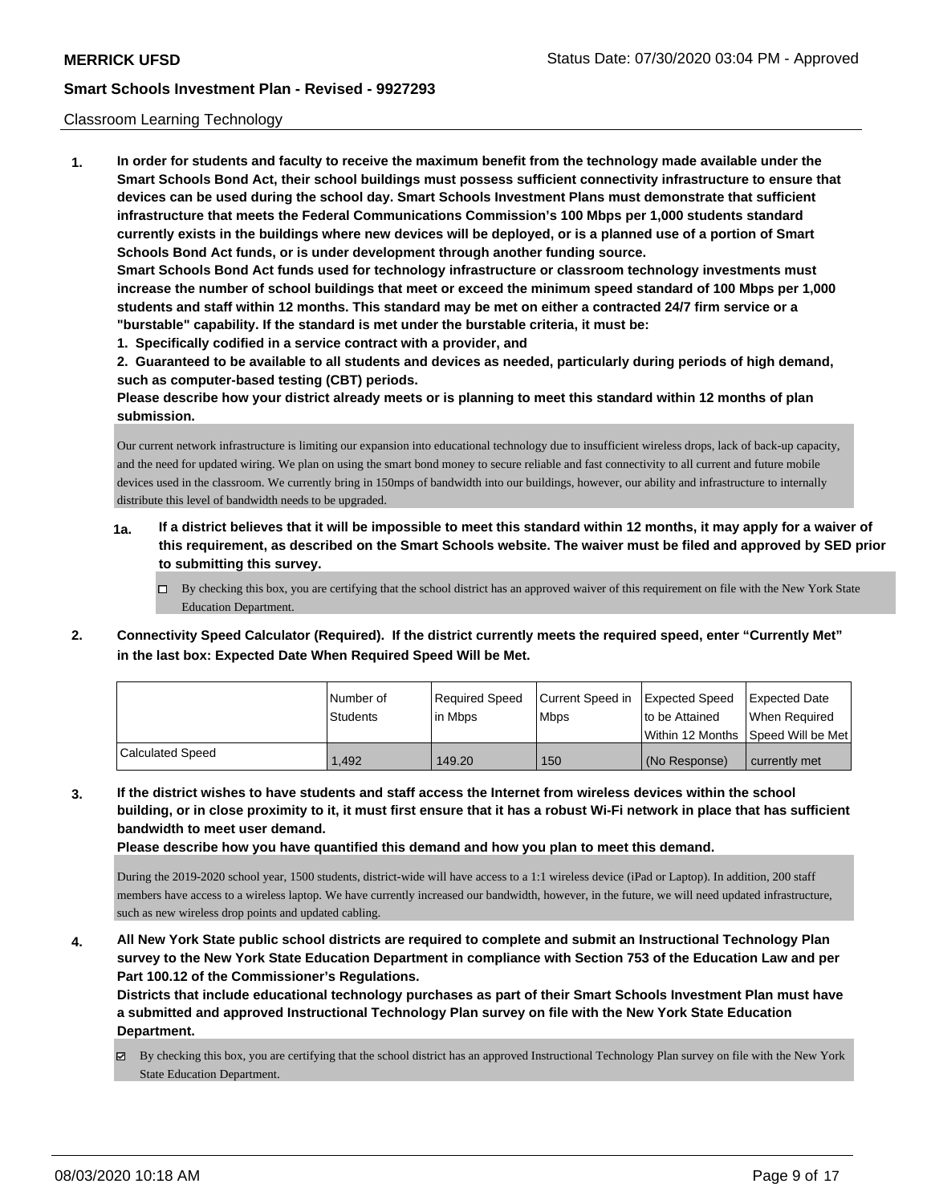Classroom Learning Technology

**1. In order for students and faculty to receive the maximum benefit from the technology made available under the Smart Schools Bond Act, their school buildings must possess sufficient connectivity infrastructure to ensure that devices can be used during the school day. Smart Schools Investment Plans must demonstrate that sufficient infrastructure that meets the Federal Communications Commission's 100 Mbps per 1,000 students standard currently exists in the buildings where new devices will be deployed, or is a planned use of a portion of Smart Schools Bond Act funds, or is under development through another funding source.**

**Smart Schools Bond Act funds used for technology infrastructure or classroom technology investments must increase the number of school buildings that meet or exceed the minimum speed standard of 100 Mbps per 1,000 students and staff within 12 months. This standard may be met on either a contracted 24/7 firm service or a "burstable" capability. If the standard is met under the burstable criteria, it must be:**

**1. Specifically codified in a service contract with a provider, and**

**2. Guaranteed to be available to all students and devices as needed, particularly during periods of high demand, such as computer-based testing (CBT) periods.**

**Please describe how your district already meets or is planning to meet this standard within 12 months of plan submission.**

Our current network infrastructure is limiting our expansion into educational technology due to insufficient wireless drops, lack of back-up capacity, and the need for updated wiring. We plan on using the smart bond money to secure reliable and fast connectivity to all current and future mobile devices used in the classroom. We currently bring in 150mps of bandwidth into our buildings, however, our ability and infrastructure to internally distribute this level of bandwidth needs to be upgraded.

**1a. If a district believes that it will be impossible to meet this standard within 12 months, it may apply for a waiver of this requirement, as described on the Smart Schools website. The waiver must be filed and approved by SED prior to submitting this survey.**

- ☐ By checking this box, you are certifying that the school district has an approved waiver of this requirement on file with the New York State Education Department.

**2. Connectivity Speed Calculator (Required). If the district currently meets the required speed, enter "Currently Met" in the last box: Expected Date When Required Speed Will be Met.**

| | Number of Students | Required Speed in Mbps | Current Speed in Mbps | Expected Speed to be Attained Within 12 Months | Expected Date When Required Speed Will be Met |
|---|---|---|---|---|---|
| Calculated Speed | 1,492 | 149.20 | 150 | (No Response) | currently met |

**3. If the district wishes to have students and staff access the Internet from wireless devices within the school building, or in close proximity to it, it must first ensure that it has a robust Wi-Fi network in place that has sufficient bandwidth to meet user demand.**

**Please describe how you have quantified this demand and how you plan to meet this demand.**

During the 2019-2020 school year, 1500 students, district-wide will have access to a 1:1 wireless device (iPad or Laptop). In addition, 200 staff members have access to a wireless laptop. We have currently increased our bandwidth, however, in the future, we will need updated infrastructure, such as new wireless drop points and updated cabling.

**4. All New York State public school districts are required to complete and submit an Instructional Technology Plan survey to the New York State Education Department in compliance with Section 753 of the Education Law and per Part 100.12 of the Commissioner's Regulations.**

**Districts that include educational technology purchases as part of their Smart Schools Investment Plan must have a submitted and approved Instructional Technology Plan survey on file with the New York State Education Department.**

- ☑ By checking this box, you are certifying that the school district has an approved Instructional Technology Plan survey on file with the New York State Education Department.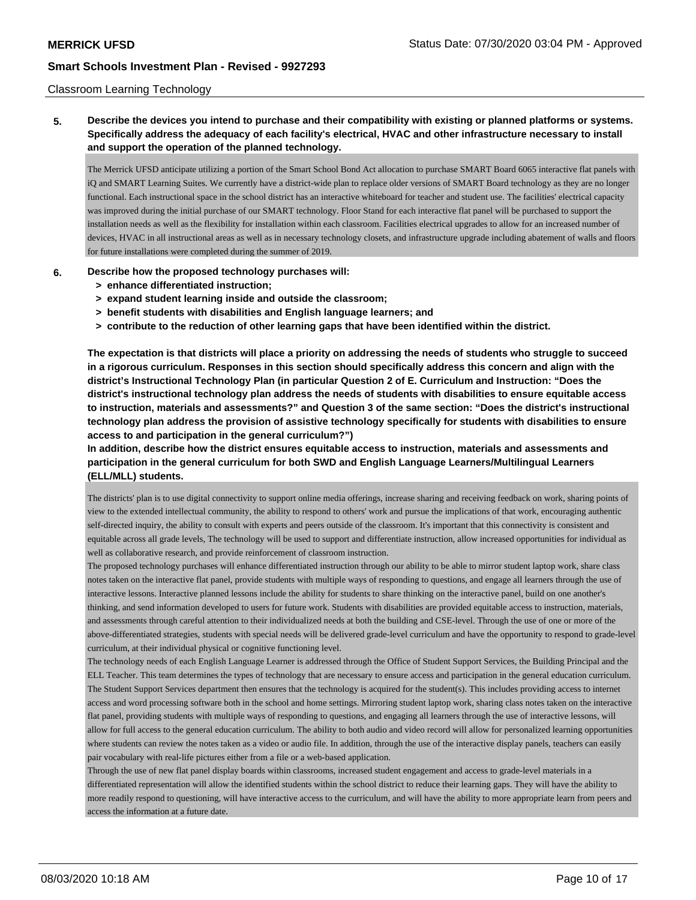Classroom Learning Technology

**5. Describe the devices you intend to purchase and their compatibility with existing or planned platforms or systems. Specifically address the adequacy of each facility's electrical, HVAC and other infrastructure necessary to install and support the operation of the planned technology.**

The Merrick UFSD anticipate utilizing a portion of the Smart School Bond Act allocation to purchase SMART Board 6065 interactive flat panels with iQ and SMART Learning Suites. We currently have a district-wide plan to replace older versions of SMART Board technology as they are no longer functional. Each instructional space in the school district has an interactive whiteboard for teacher and student use. The facilities' electrical capacity was improved during the initial purchase of our SMART technology. Floor Stand for each interactive flat panel will be purchased to support the installation needs as well as the flexibility for installation within each classroom. Facilities electrical upgrades to allow for an increased number of devices, HVAC in all instructional areas as well as in necessary technology closets, and infrastructure upgrade including abatement of walls and floors for future installations were completed during the summer of 2019.

**6. Describe how the proposed technology purchases will:**
- **> enhance differentiated instruction;**
- **> expand student learning inside and outside the classroom;**
- **> benefit students with disabilities and English language learners; and**
- **> contribute to the reduction of other learning gaps that have been identified within the district.**

**The expectation is that districts will place a priority on addressing the needs of students who struggle to succeed in a rigorous curriculum. Responses in this section should specifically address this concern and align with the district's Instructional Technology Plan (in particular Question 2 of E. Curriculum and Instruction: "Does the district's instructional technology plan address the needs of students with disabilities to ensure equitable access to instruction, materials and assessments?" and Question 3 of the same section: "Does the district's instructional technology plan address the provision of assistive technology specifically for students with disabilities to ensure access to and participation in the general curriculum?")**

**In addition, describe how the district ensures equitable access to instruction, materials and assessments and participation in the general curriculum for both SWD and English Language Learners/Multilingual Learners (ELL/MLL) students.**

The districts' plan is to use digital connectivity to support online media offerings, increase sharing and receiving feedback on work, sharing points of view to the extended intellectual community, the ability to respond to others' work and pursue the implications of that work, encouraging authentic self-directed inquiry, the ability to consult with experts and peers outside of the classroom. It's important that this connectivity is consistent and equitable across all grade levels, The technology will be used to support and differentiate instruction, allow increased opportunities for individual as well as collaborative research, and provide reinforcement of classroom instruction.

The proposed technology purchases will enhance differentiated instruction through our ability to be able to mirror student laptop work, share class notes taken on the interactive flat panel, provide students with multiple ways of responding to questions, and engage all learners through the use of interactive lessons. Interactive planned lessons include the ability for students to share thinking on the interactive panel, build on one another's thinking, and send information developed to users for future work. Students with disabilities are provided equitable access to instruction, materials, and assessments through careful attention to their individualized needs at both the building and CSE-level. Through the use of one or more of the above-differentiated strategies, students with special needs will be delivered grade-level curriculum and have the opportunity to respond to grade-level curriculum, at their individual physical or cognitive functioning level.

The technology needs of each English Language Learner is addressed through the Office of Student Support Services, the Building Principal and the ELL Teacher. This team determines the types of technology that are necessary to ensure access and participation in the general education curriculum. The Student Support Services department then ensures that the technology is acquired for the student(s). This includes providing access to internet access and word processing software both in the school and home settings. Mirroring student laptop work, sharing class notes taken on the interactive flat panel, providing students with multiple ways of responding to questions, and engaging all learners through the use of interactive lessons, will allow for full access to the general education curriculum. The ability to both audio and video record will allow for personalized learning opportunities where students can review the notes taken as a video or audio file. In addition, through the use of the interactive display panels, teachers can easily pair vocabulary with real-life pictures either from a file or a web-based application.

Through the use of new flat panel display boards within classrooms, increased student engagement and access to grade-level materials in a differentiated representation will allow the identified students within the school district to reduce their learning gaps. They will have the ability to more readily respond to questioning, will have interactive access to the curriculum, and will have the ability to more appropriate learn from peers and access the information at a future date.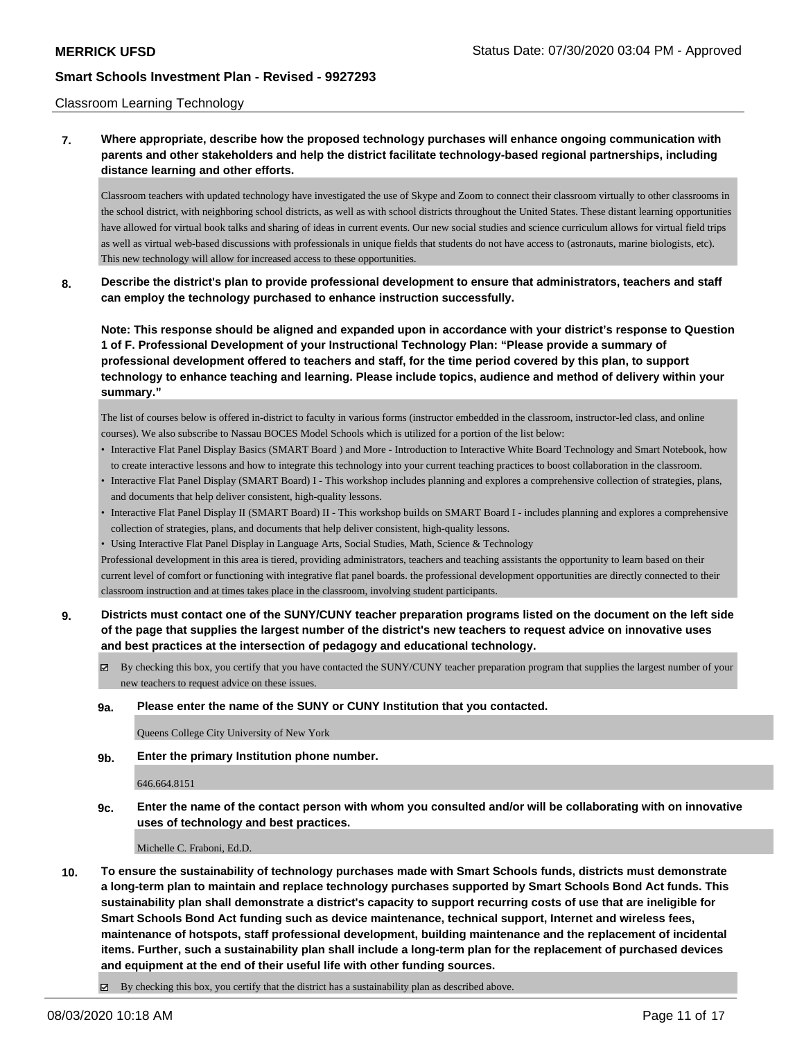Classroom Learning Technology

**7. Where appropriate, describe how the proposed technology purchases will enhance ongoing communication with parents and other stakeholders and help the district facilitate technology-based regional partnerships, including distance learning and other efforts.**

Classroom teachers with updated technology have investigated the use of Skype and Zoom to connect their classroom virtually to other classrooms in the school district, with neighboring school districts, as well as with school districts throughout the United States. These distant learning opportunities have allowed for virtual book talks and sharing of ideas in current events. Our new social studies and science curriculum allows for virtual field trips as well as virtual web-based discussions with professionals in unique fields that students do not have access to (astronauts, marine biologists, etc). This new technology will allow for increased access to these opportunities.

**8. Describe the district's plan to provide professional development to ensure that administrators, teachers and staff can employ the technology purchased to enhance instruction successfully.**

**Note: This response should be aligned and expanded upon in accordance with your district's response to Question 1 of F. Professional Development of your Instructional Technology Plan: "Please provide a summary of professional development offered to teachers and staff, for the time period covered by this plan, to support technology to enhance teaching and learning. Please include topics, audience and method of delivery within your summary."**

The list of courses below is offered in-district to faculty in various forms (instructor embedded in the classroom, instructor-led class, and online courses). We also subscribe to Nassau BOCES Model Schools which is utilized for a portion of the list below:

- Interactive Flat Panel Display Basics (SMART Board ) and More - Introduction to Interactive White Board Technology and Smart Notebook, how to create interactive lessons and how to integrate this technology into your current teaching practices to boost collaboration in the classroom.
- Interactive Flat Panel Display (SMART Board) I - This workshop includes planning and explores a comprehensive collection of strategies, plans, and documents that help deliver consistent, high-quality lessons.
- Interactive Flat Panel Display II (SMART Board) II - This workshop builds on SMART Board I - includes planning and explores a comprehensive collection of strategies, plans, and documents that help deliver consistent, high-quality lessons.
- Using Interactive Flat Panel Display in Language Arts, Social Studies, Math, Science & Technology

Professional development in this area is tiered, providing administrators, teachers and teaching assistants the opportunity to learn based on their current level of comfort or functioning with integrative flat panel boards. the professional development opportunities are directly connected to their classroom instruction and at times takes place in the classroom, involving student participants.

**9. Districts must contact one of the SUNY/CUNY teacher preparation programs listed on the document on the left side of the page that supplies the largest number of the district's new teachers to request advice on innovative uses and best practices at the intersection of pedagogy and educational technology.**

☑ By checking this box, you certify that you have contacted the SUNY/CUNY teacher preparation program that supplies the largest number of your new teachers to request advice on these issues.

**9a. Please enter the name of the SUNY or CUNY Institution that you contacted.**

Queens College City University of New York

**9b. Enter the primary Institution phone number.**

646.664.8151

**9c. Enter the name of the contact person with whom you consulted and/or will be collaborating with on innovative uses of technology and best practices.**

Michelle C. Fraboni, Ed.D.

**10. To ensure the sustainability of technology purchases made with Smart Schools funds, districts must demonstrate a long-term plan to maintain and replace technology purchases supported by Smart Schools Bond Act funds. This sustainability plan shall demonstrate a district's capacity to support recurring costs of use that are ineligible for Smart Schools Bond Act funding such as device maintenance, technical support, Internet and wireless fees, maintenance of hotspots, staff professional development, building maintenance and the replacement of incidental items. Further, such a sustainability plan shall include a long-term plan for the replacement of purchased devices and equipment at the end of their useful life with other funding sources.**

☑ By checking this box, you certify that the district has a sustainability plan as described above.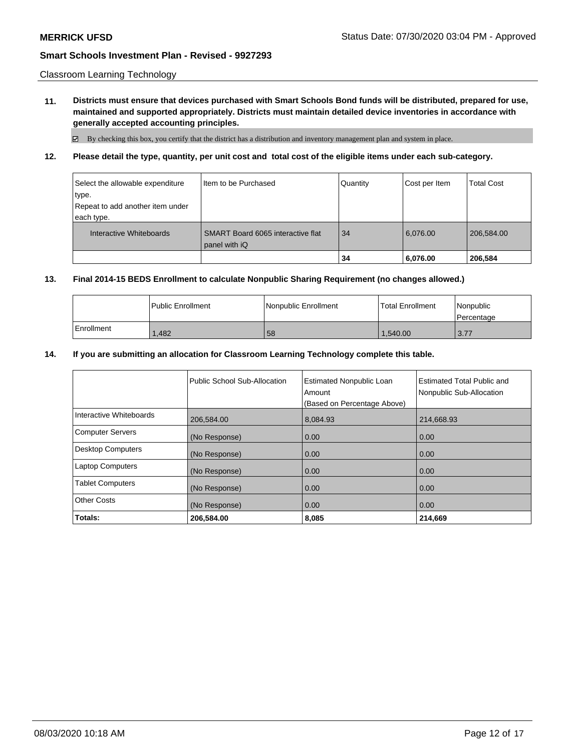Classroom Learning Technology

**11. Districts must ensure that devices purchased with Smart Schools Bond funds will be distributed, prepared for use, maintained and supported appropriately. Districts must maintain detailed device inventories in accordance with generally accepted accounting principles.**

☑ By checking this box, you certify that the district has a distribution and inventory management plan and system in place.

**12. Please detail the type, quantity, per unit cost and total cost of the eligible items under each sub-category.**

| Select the allowable expenditure type. Repeat to add another item under each type. | Item to be Purchased | Quantity | Cost per Item | Total Cost |
|---|---|---|---|---|
| Interactive Whiteboards | SMART Board 6065 interactive flat panel with iQ | 34 | 6,076.00 | 206,584.00 |
| | | **34** | **6,076.00** | **206,584** |

**13. Final 2014-15 BEDS Enrollment to calculate Nonpublic Sharing Requirement (no changes allowed.)**

| | Public Enrollment | Nonpublic Enrollment | Total Enrollment | Nonpublic Percentage |
|---|---|---|---|---|
| Enrollment | 1,482 | 58 | 1,540.00 | 3.77 |

**14. If you are submitting an allocation for Classroom Learning Technology complete this table.**

| | Public School Sub-Allocation | Estimated Nonpublic Loan Amount (Based on Percentage Above) | Estimated Total Public and Nonpublic Sub-Allocation |
|---|---|---|---|
| Interactive Whiteboards | 206,584.00 | 8,084.93 | 214,668.93 |
| Computer Servers | (No Response) | 0.00 | 0.00 |
| Desktop Computers | (No Response) | 0.00 | 0.00 |
| Laptop Computers | (No Response) | 0.00 | 0.00 |
| Tablet Computers | (No Response) | 0.00 | 0.00 |
| Other Costs | (No Response) | 0.00 | 0.00 |
| **Totals:** | **206,584.00** | **8,085** | **214,669** |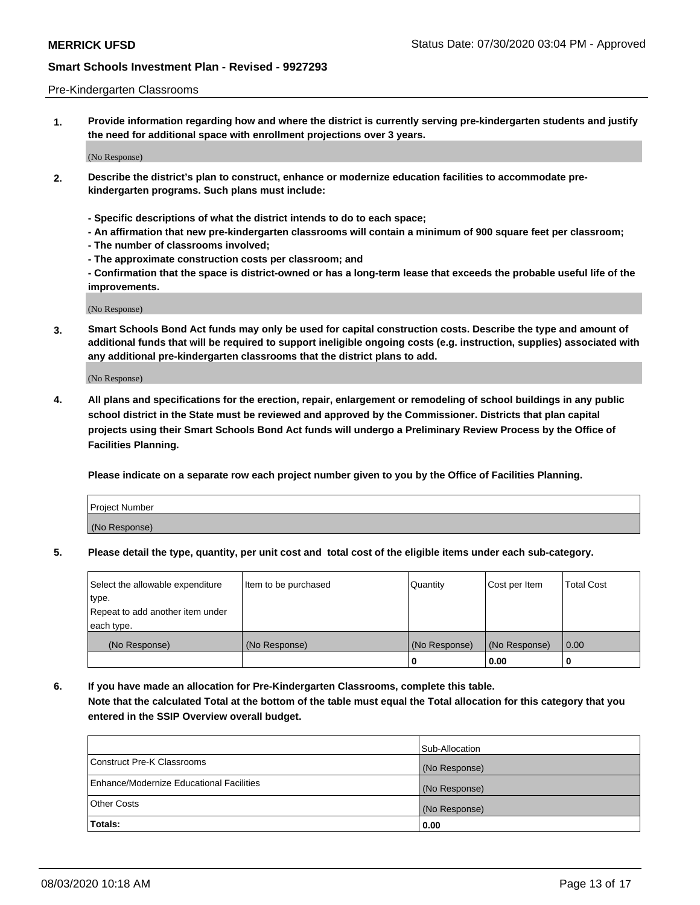Pre-Kindergarten Classrooms

**1. Provide information regarding how and where the district is currently serving pre-kindergarten students and justify the need for additional space with enrollment projections over 3 years.**

(No Response)

**2. Describe the district's plan to construct, enhance or modernize education facilities to accommodate pre-kindergarten programs. Such plans must include:**

**- Specific descriptions of what the district intends to do to each space;**
**- An affirmation that new pre-kindergarten classrooms will contain a minimum of 900 square feet per classroom;**
**- The number of classrooms involved;**
**- The approximate construction costs per classroom; and**
**- Confirmation that the space is district-owned or has a long-term lease that exceeds the probable useful life of the improvements.**

(No Response)

**3. Smart Schools Bond Act funds may only be used for capital construction costs. Describe the type and amount of additional funds that will be required to support ineligible ongoing costs (e.g. instruction, supplies) associated with any additional pre-kindergarten classrooms that the district plans to add.**

(No Response)

**4. All plans and specifications for the erection, repair, enlargement or remodeling of school buildings in any public school district in the State must be reviewed and approved by the Commissioner. Districts that plan capital projects using their Smart Schools Bond Act funds will undergo a Preliminary Review Process by the Office of Facilities Planning.**

**Please indicate on a separate row each project number given to you by the Office of Facilities Planning.**

| Project Number |
|---|
| (No Response) |

**5. Please detail the type, quantity, per unit cost and total cost of the eligible items under each sub-category.**

| Select the allowable expenditure type. Repeat to add another item under each type. | Item to be purchased | Quantity | Cost per Item | Total Cost |
|---|---|---|---|---|
| (No Response) | (No Response) | (No Response) | (No Response) | 0.00 |
| | | 0 | 0.00 | 0 |

**6. If you have made an allocation for Pre-Kindergarten Classrooms, complete this table.**
**Note that the calculated Total at the bottom of the table must equal the Total allocation for this category that you entered in the SSIP Overview overall budget.**

| | Sub-Allocation |
|---|---|
| Construct Pre-K Classrooms | (No Response) |
| Enhance/Modernize Educational Facilities | (No Response) |
| Other Costs | (No Response) |
| **Totals:** | **0.00** |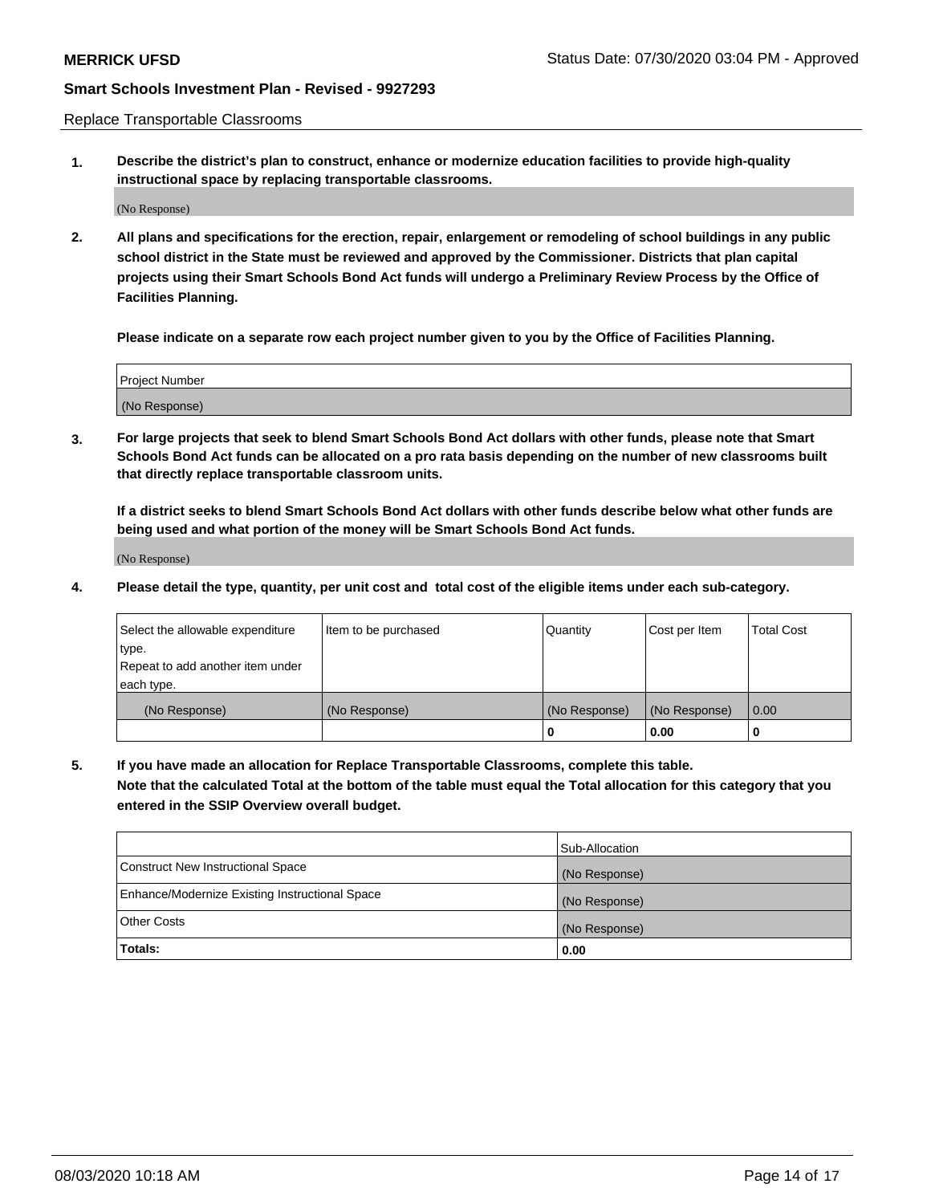Replace Transportable Classrooms

1. **Describe the district's plan to construct, enhance or modernize education facilities to provide high-quality instructional space by replacing transportable classrooms.**

(No Response)

2. **All plans and specifications for the erection, repair, enlargement or remodeling of school buildings in any public school district in the State must be reviewed and approved by the Commissioner. Districts that plan capital projects using their Smart Schools Bond Act funds will undergo a Preliminary Review Process by the Office of Facilities Planning.**

   **Please indicate on a separate row each project number given to you by the Office of Facilities Planning.**

| Project Number |
| --- |
| (No Response) |

3. **For large projects that seek to blend Smart Schools Bond Act dollars with other funds, please note that Smart Schools Bond Act funds can be allocated on a pro rata basis depending on the number of new classrooms built that directly replace transportable classroom units.**

   **If a district seeks to blend Smart Schools Bond Act dollars with other funds describe below what other funds are being used and what portion of the money will be Smart Schools Bond Act funds.**

(No Response)

4. **Please detail the type, quantity, per unit cost and total cost of the eligible items under each sub-category.**

| Select the allowable expenditure type. Repeat to add another item under each type. | Item to be purchased | Quantity | Cost per Item | Total Cost |
| --- | --- | --- | --- | --- |
| (No Response) | (No Response) | (No Response) | (No Response) | 0.00 |
| | | **0** | **0.00** | **0** |

5. **If you have made an allocation for Replace Transportable Classrooms, complete this table. Note that the calculated Total at the bottom of the table must equal the Total allocation for this category that you entered in the SSIP Overview overall budget.**

| | Sub-Allocation |
| --- | --- |
| Construct New Instructional Space | (No Response) |
| Enhance/Modernize Existing Instructional Space | (No Response) |
| Other Costs | (No Response) |
| **Totals:** | **0.00** |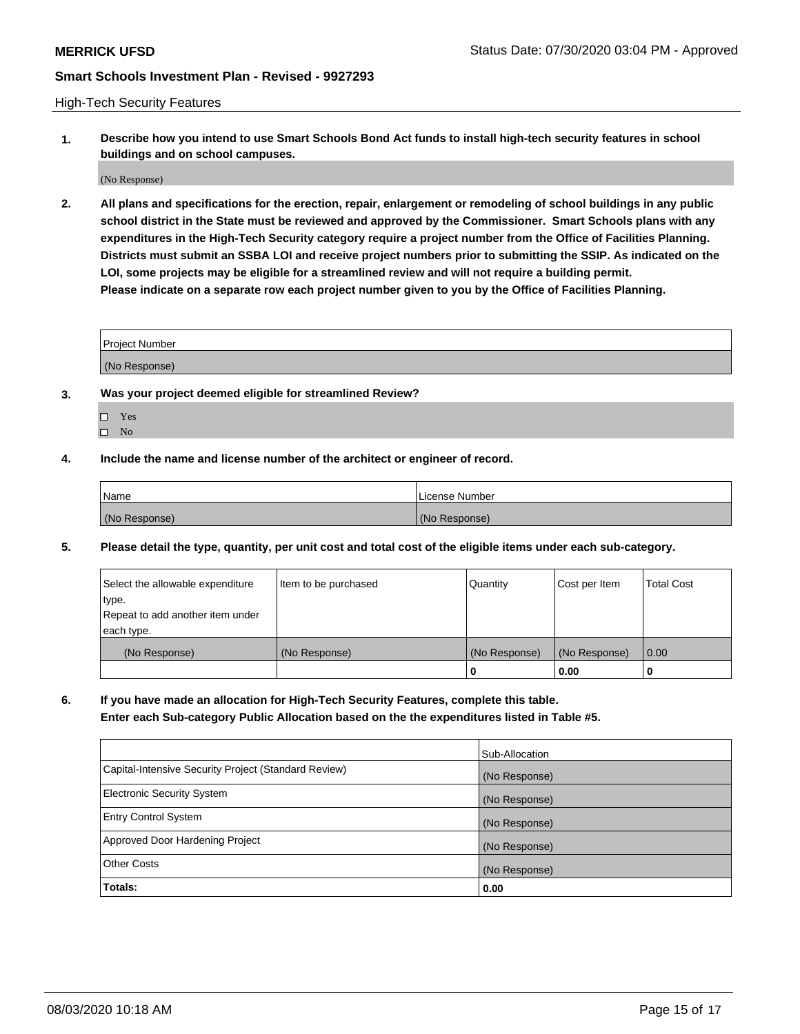High-Tech Security Features

**1. Describe how you intend to use Smart Schools Bond Act funds to install high-tech security features in school buildings and on school campuses.**

(No Response)

**2. All plans and specifications for the erection, repair, enlargement or remodeling of school buildings in any public school district in the State must be reviewed and approved by the Commissioner. Smart Schools plans with any expenditures in the High-Tech Security category require a project number from the Office of Facilities Planning. Districts must submit an SSBA LOI and receive project numbers prior to submitting the SSIP. As indicated on the LOI, some projects may be eligible for a streamlined review and will not require a building permit. Please indicate on a separate row each project number given to you by the Office of Facilities Planning.**

| Project Number |
| --- |
| (No Response) |

**3. Was your project deemed eligible for streamlined Review?**

- ☐ Yes
- ☐ No

**4. Include the name and license number of the architect or engineer of record.**

| Name | License Number |
| --- | --- |
| (No Response) | (No Response) |

**5. Please detail the type, quantity, per unit cost and total cost of the eligible items under each sub-category.**

| Select the allowable expenditure type. Repeat to add another item under each type. | Item to be purchased | Quantity | Cost per Item | Total Cost |
| --- | --- | --- | --- | --- |
| (No Response) | (No Response) | (No Response) | (No Response) | 0.00 |
| | | 0 | 0.00 | 0 |

**6. If you have made an allocation for High-Tech Security Features, complete this table. Enter each Sub-category Public Allocation based on the the expenditures listed in Table #5.**

| | Sub-Allocation |
| --- | --- |
| Capital-Intensive Security Project (Standard Review) | (No Response) |
| Electronic Security System | (No Response) |
| Entry Control System | (No Response) |
| Approved Door Hardening Project | (No Response) |
| Other Costs | (No Response) |
| **Totals:** | **0.00** |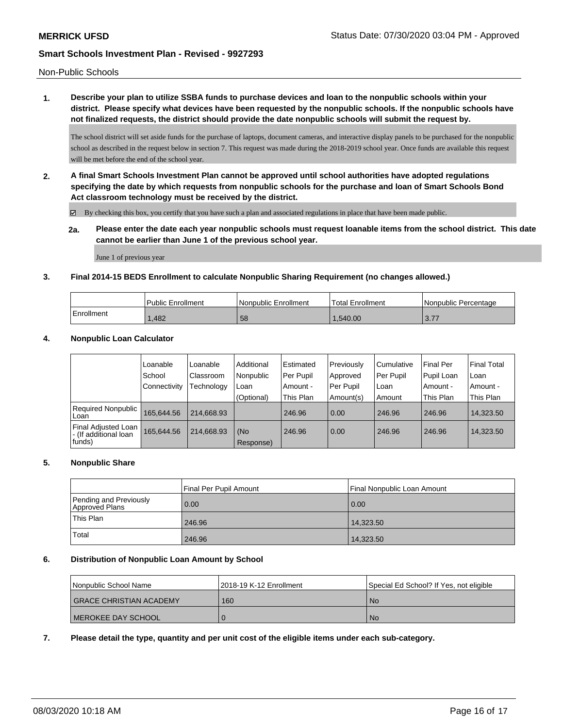Non-Public Schools

**1. Describe your plan to utilize SSBA funds to purchase devices and loan to the nonpublic schools within your district. Please specify what devices have been requested by the nonpublic schools. If the nonpublic schools have not finalized requests, the district should provide the date nonpublic schools will submit the request by.**

The school district will set aside funds for the purchase of laptops, document cameras, and interactive display panels to be purchased for the nonpublic school as described in the request below in section 7. This request was made during the 2018-2019 school year. Once funds are available this request will be met before the end of the school year.

**2. A final Smart Schools Investment Plan cannot be approved until school authorities have adopted regulations specifying the date by which requests from nonpublic schools for the purchase and loan of Smart Schools Bond Act classroom technology must be received by the district.**

☑ By checking this box, you certify that you have such a plan and associated regulations in place that have been made public.

**2a. Please enter the date each year nonpublic schools must request loanable items from the school district. This date cannot be earlier than June 1 of the previous school year.**

June 1 of previous year

**3. Final 2014-15 BEDS Enrollment to calculate Nonpublic Sharing Requirement (no changes allowed.)**

| | Public Enrollment | Nonpublic Enrollment | Total Enrollment | Nonpublic Percentage |
|---|---|---|---|---|
| Enrollment | 1,482 | 58 | 1,540.00 | 3.77 |

**4. Nonpublic Loan Calculator**

| | Loanable School Connectivity | Loanable Classroom Technology | Additional Nonpublic Loan (Optional) | Estimated Per Pupil Amount - This Plan | Previously Approved Per Pupil Amount(s) | Cumulative Per Pupil Loan Amount | Final Per Pupil Loan Amount - This Plan | Final Total Loan Amount - This Plan |
|---|---|---|---|---|---|---|---|---|
| Required Nonpublic Loan | 165,644.56 | 214,668.93 | | 246.96 | 0.00 | 246.96 | 246.96 | 14,323.50 |
| Final Adjusted Loan - (If additional loan funds) | 165,644.56 | 214,668.93 | (No Response) | 246.96 | 0.00 | 246.96 | 246.96 | 14,323.50 |

**5. Nonpublic Share**

| | Final Per Pupil Amount | Final Nonpublic Loan Amount |
|---|---|---|
| Pending and Previously Approved Plans | 0.00 | 0.00 |
| This Plan | 246.96 | 14,323.50 |
| Total | 246.96 | 14,323.50 |

**6. Distribution of Nonpublic Loan Amount by School**

| Nonpublic School Name | 2018-19 K-12 Enrollment | Special Ed School? If Yes, not eligible |
|---|---|---|
| GRACE CHRISTIAN ACADEMY | 160 | No |
| MEROKEE DAY SCHOOL | 0 | No |

**7. Please detail the type, quantity and per unit cost of the eligible items under each sub-category.**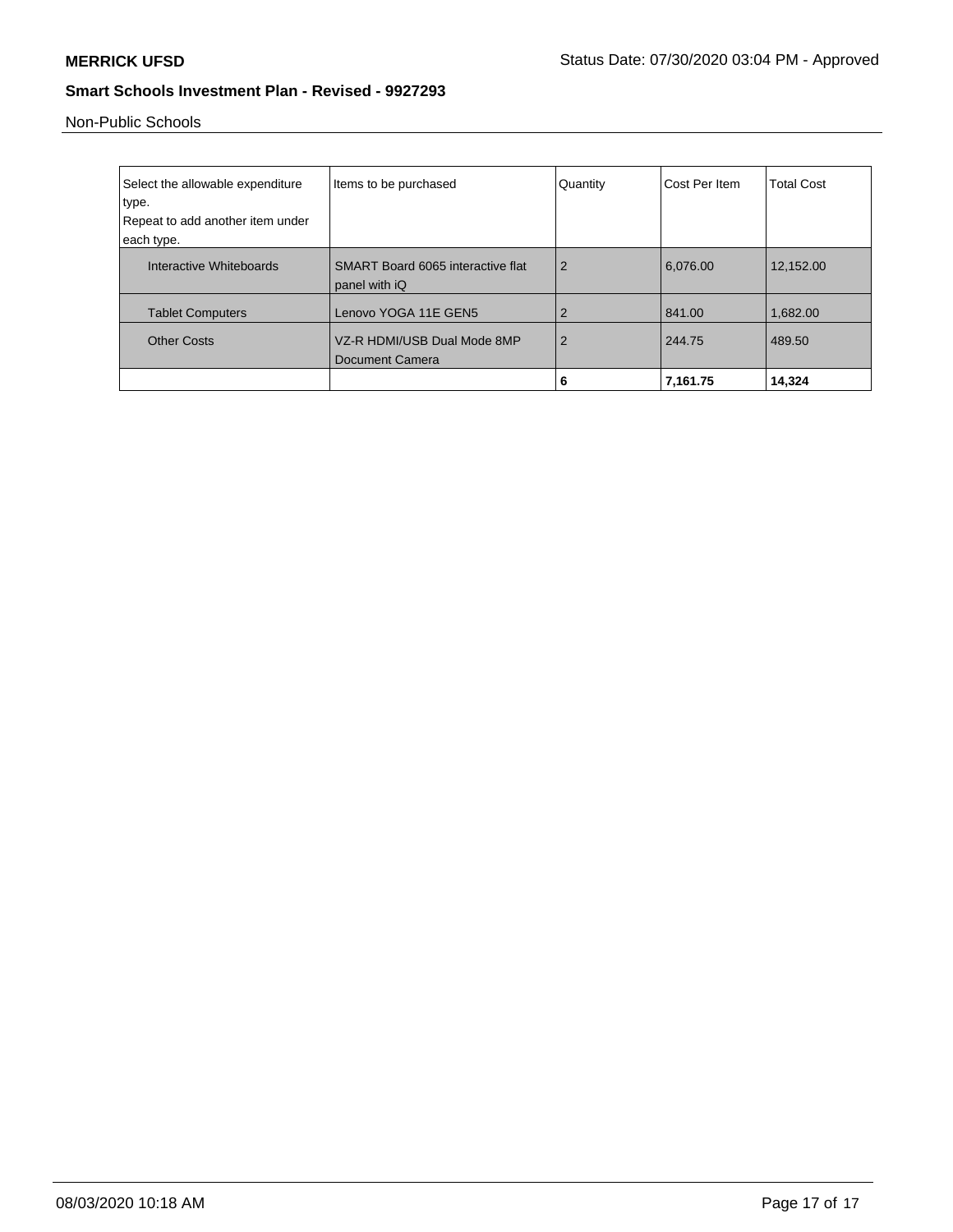Non-Public Schools

| Select the allowable expenditure type. Repeat to add another item under each type. | Items to be purchased | Quantity | Cost Per Item | Total Cost |
|---|---|---|---|---|
| Interactive Whiteboards | SMART Board 6065 interactive flat panel with iQ | 2 | 6,076.00 | 12,152.00 |
| Tablet Computers | Lenovo YOGA 11E GEN5 | 2 | 841.00 | 1,682.00 |
| Other Costs | VZ-R HDMI/USB Dual Mode 8MP Document Camera | 2 | 244.75 | 489.50 |
| | | **6** | **7,161.75** | **14,324** |